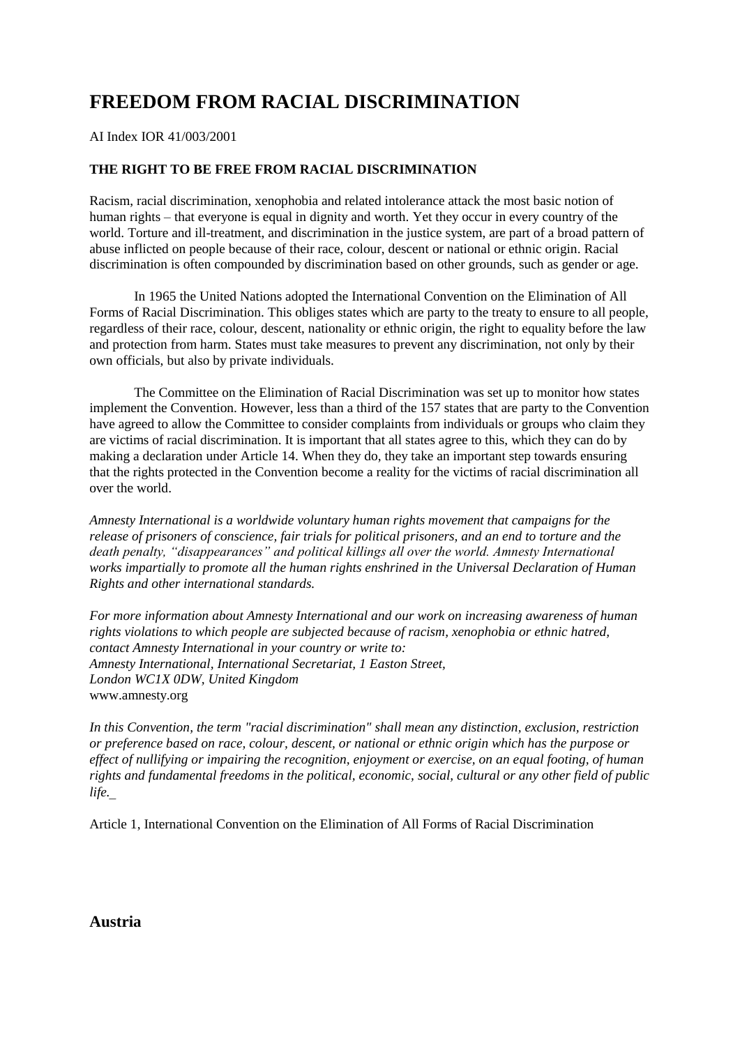# FREEDOM FROM RACIAL DISCRIMINATION

AI Index IOR 41/003/2001

### THE RIGHT TO BE FREE FROM RACIAL DISCRIMINATION

Racism, racial discrimination, xenophobia and related intolerance attack the most basic notion of human rights – that everyone is equal in dignity and worth. Yet they occur in every country of the world. Torture and ill-treatment, and discrimination in the justice system, are part of a broad pattern of abuse inflicted on people because of their race, colour, descent or national or ethnic origin. Racial discrimination is often compounded by discrimination based on other grounds, such as gender or age.

In 1965 the United Nations adopted the International Convention on the Elimination of All Forms of Racial Discrimination. This obliges states which are party to the treaty to ensure to all people, regardless of their race, colour, descent, nationality or ethnic origin, the right to equality before the law and protection from harm. States must take measures to prevent any discrimination, not only by their own officials, but also by private individuals.

The Committee on the Elimination of Racial Discrimination was set up to monitor how states implement the Convention. However, less than a third of the 157 states that are party to the Convention have agreed to allow the Committee to consider complaints from individuals or groups who claim they are victims of racial discrimination. It is important that all states agree to this, which they can do by making a declaration under Article 14. When they do, they take an important step towards ensuring that the rights protected in the Convention become a reality for the victims of racial discrimination all over the world.

*Amnesty International is a worldwide voluntary human rights movement that campaigns for the release of prisoners of conscience, fair trials for political prisoners, and an end to torture and the death penalty, "disappearances" and political killings all over the world. Amnesty International works impartially to promote all the human rights enshrined in the Universal Declaration of Human Rights and other international standards.*

*For more information about Amnesty International and our work on increasing awareness of human rights violations to which people are subjected because of racism, xenophobia or ethnic hatred, contact Amnesty International in your country or write to:*
*Amnesty International, International Secretariat, 1 Easton Street,*
*London WC1X 0DW, United Kingdom*
www.amnesty.org

*In this Convention, the term "racial discrimination" shall mean any distinction, exclusion, restriction or preference based on race, colour, descent, or national or ethnic origin which has the purpose or effect of nullifying or impairing the recognition, enjoyment or exercise, on an equal footing, of human rights and fundamental freedoms in the political, economic, social, cultural or any other field of public life._*

Article 1, International Convention on the Elimination of All Forms of Racial Discrimination

## Austria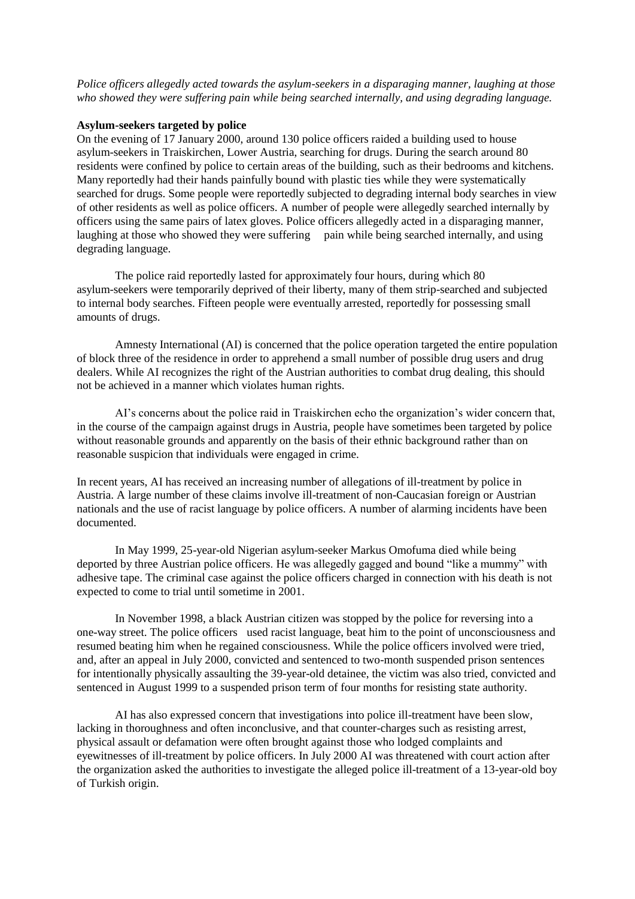*Police officers allegedly acted towards the asylum-seekers in a disparaging manner, laughing at those who showed they were suffering pain while being searched internally, and using degrading language.*

**Asylum-seekers targeted by police**

On the evening of 17 January 2000, around 130 police officers raided a building used to house asylum-seekers in Traiskirchen, Lower Austria, searching for drugs. During the search around 80 residents were confined by police to certain areas of the building, such as their bedrooms and kitchens. Many reportedly had their hands painfully bound with plastic ties while they were systematically searched for drugs. Some people were reportedly subjected to degrading internal body searches in view of other residents as well as police officers. A number of people were allegedly searched internally by officers using the same pairs of latex gloves. Police officers allegedly acted in a disparaging manner, laughing at those who showed they were suffering pain while being searched internally, and using degrading language.

The police raid reportedly lasted for approximately four hours, during which 80 asylum-seekers were temporarily deprived of their liberty, many of them strip-searched and subjected to internal body searches. Fifteen people were eventually arrested, reportedly for possessing small amounts of drugs.

Amnesty International (AI) is concerned that the police operation targeted the entire population of block three of the residence in order to apprehend a small number of possible drug users and drug dealers. While AI recognizes the right of the Austrian authorities to combat drug dealing, this should not be achieved in a manner which violates human rights.

AI's concerns about the police raid in Traiskirchen echo the organization's wider concern that, in the course of the campaign against drugs in Austria, people have sometimes been targeted by police without reasonable grounds and apparently on the basis of their ethnic background rather than on reasonable suspicion that individuals were engaged in crime.

In recent years, AI has received an increasing number of allegations of ill-treatment by police in Austria. A large number of these claims involve ill-treatment of non-Caucasian foreign or Austrian nationals and the use of racist language by police officers. A number of alarming incidents have been documented.

In May 1999, 25-year-old Nigerian asylum-seeker Markus Omofuma died while being deported by three Austrian police officers. He was allegedly gagged and bound "like a mummy" with adhesive tape. The criminal case against the police officers charged in connection with his death is not expected to come to trial until sometime in 2001.

In November 1998, a black Austrian citizen was stopped by the police for reversing into a one-way street. The police officers used racist language, beat him to the point of unconsciousness and resumed beating him when he regained consciousness. While the police officers involved were tried, and, after an appeal in July 2000, convicted and sentenced to two-month suspended prison sentences for intentionally physically assaulting the 39-year-old detainee, the victim was also tried, convicted and sentenced in August 1999 to a suspended prison term of four months for resisting state authority.

AI has also expressed concern that investigations into police ill-treatment have been slow, lacking in thoroughness and often inconclusive, and that counter-charges such as resisting arrest, physical assault or defamation were often brought against those who lodged complaints and eyewitnesses of ill-treatment by police officers. In July 2000 AI was threatened with court action after the organization asked the authorities to investigate the alleged police ill-treatment of a 13-year-old boy of Turkish origin.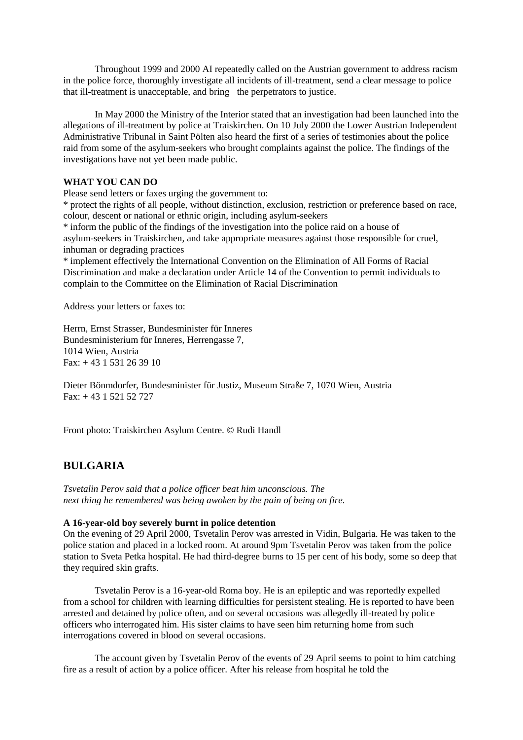Throughout 1999 and 2000 AI repeatedly called on the Austrian government to address racism in the police force, thoroughly investigate all incidents of ill-treatment, send a clear message to police that ill-treatment is unacceptable, and bring the perpetrators to justice.

In May 2000 the Ministry of the Interior stated that an investigation had been launched into the allegations of ill-treatment by police at Traiskirchen. On 10 July 2000 the Lower Austrian Independent Administrative Tribunal in Saint Pölten also heard the first of a series of testimonies about the police raid from some of the asylum-seekers who brought complaints against the police. The findings of the investigations have not yet been made public.

**WHAT YOU CAN DO**

Please send letters or faxes urging the government to:

* protect the rights of all people, without distinction, exclusion, restriction or preference based on race, colour, descent or national or ethnic origin, including asylum-seekers
* inform the public of the findings of the investigation into the police raid on a house of asylum-seekers in Traiskirchen, and take appropriate measures against those responsible for cruel, inhuman or degrading practices
* implement effectively the International Convention on the Elimination of All Forms of Racial Discrimination and make a declaration under Article 14 of the Convention to permit individuals to complain to the Committee on the Elimination of Racial Discrimination

Address your letters or faxes to:

Herrn, Ernst Strasser, Bundesminister für Inneres
Bundesministerium für Inneres, Herrengasse 7,
1014 Wien, Austria
Fax: + 43 1 531 26 39 10

Dieter Bönmdorfer, Bundesminister für Justiz, Museum Straße 7, 1070 Wien, Austria
Fax: + 43 1 521 52 727

Front photo: Traiskirchen Asylum Centre. © Rudi Handl

## BULGARIA

*Tsvetalin Perov said that a police officer beat him unconscious. The next thing he remembered was being awoken by the pain of being on fire.*

**A 16-year-old boy severely burnt in police detention**

On the evening of 29 April 2000, Tsvetalin Perov was arrested in Vidin, Bulgaria. He was taken to the police station and placed in a locked room. At around 9pm Tsvetalin Perov was taken from the police station to Sveta Petka hospital. He had third-degree burns to 15 per cent of his body, some so deep that they required skin grafts.

Tsvetalin Perov is a 16-year-old Roma boy. He is an epileptic and was reportedly expelled from a school for children with learning difficulties for persistent stealing. He is reported to have been arrested and detained by police often, and on several occasions was allegedly ill-treated by police officers who interrogated him. His sister claims to have seen him returning home from such interrogations covered in blood on several occasions.

The account given by Tsvetalin Perov of the events of 29 April seems to point to him catching fire as a result of action by a police officer. After his release from hospital he told the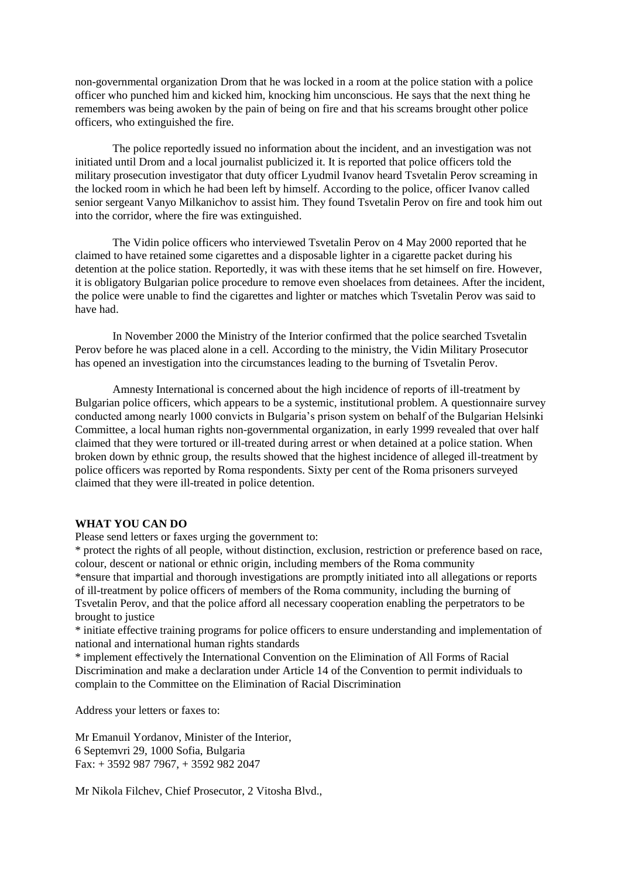non-governmental organization Drom that he was locked in a room at the police station with a police officer who punched him and kicked him, knocking him unconscious. He says that the next thing he remembers was being awoken by the pain of being on fire and that his screams brought other police officers, who extinguished the fire.

The police reportedly issued no information about the incident, and an investigation was not initiated until Drom and a local journalist publicized it. It is reported that police officers told the military prosecution investigator that duty officer Lyudmil Ivanov heard Tsvetalin Perov screaming in the locked room in which he had been left by himself. According to the police, officer Ivanov called senior sergeant Vanyo Milkanichov to assist him. They found Tsvetalin Perov on fire and took him out into the corridor, where the fire was extinguished.

The Vidin police officers who interviewed Tsvetalin Perov on 4 May 2000 reported that he claimed to have retained some cigarettes and a disposable lighter in a cigarette packet during his detention at the police station. Reportedly, it was with these items that he set himself on fire. However, it is obligatory Bulgarian police procedure to remove even shoelaces from detainees. After the incident, the police were unable to find the cigarettes and lighter or matches which Tsvetalin Perov was said to have had.

In November 2000 the Ministry of the Interior confirmed that the police searched Tsvetalin Perov before he was placed alone in a cell. According to the ministry, the Vidin Military Prosecutor has opened an investigation into the circumstances leading to the burning of Tsvetalin Perov.

Amnesty International is concerned about the high incidence of reports of ill-treatment by Bulgarian police officers, which appears to be a systemic, institutional problem. A questionnaire survey conducted among nearly 1000 convicts in Bulgaria's prison system on behalf of the Bulgarian Helsinki Committee, a local human rights non-governmental organization, in early 1999 revealed that over half claimed that they were tortured or ill-treated during arrest or when detained at a police station. When broken down by ethnic group, the results showed that the highest incidence of alleged ill-treatment by police officers was reported by Roma respondents. Sixty per cent of the Roma prisoners surveyed claimed that they were ill-treated in police detention.

**WHAT YOU CAN DO**

Please send letters or faxes urging the government to:

* protect the rights of all people, without distinction, exclusion, restriction or preference based on race, colour, descent or national or ethnic origin, including members of the Roma community
* ensure that impartial and thorough investigations are promptly initiated into all allegations or reports of ill-treatment by police officers of members of the Roma community, including the burning of Tsvetalin Perov, and that the police afford all necessary cooperation enabling the perpetrators to be brought to justice
* initiate effective training programs for police officers to ensure understanding and implementation of national and international human rights standards
* implement effectively the International Convention on the Elimination of All Forms of Racial Discrimination and make a declaration under Article 14 of the Convention to permit individuals to complain to the Committee on the Elimination of Racial Discrimination

Address your letters or faxes to:

Mr Emanuil Yordanov, Minister of the Interior,
6 Septemvri 29, 1000 Sofia, Bulgaria
Fax: + 3592 987 7967, + 3592 982 2047

Mr Nikola Filchev, Chief Prosecutor, 2 Vitosha Blvd.,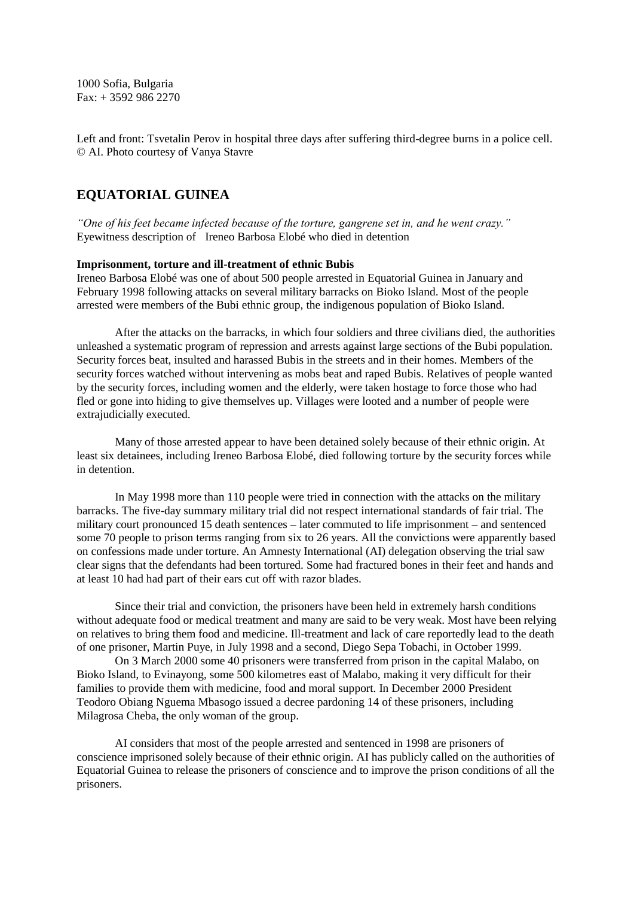1000 Sofia, Bulgaria
Fax: + 3592 986 2270

Left and front: Tsvetalin Perov in hospital three days after suffering third-degree burns in a police cell. © AI. Photo courtesy of Vanya Stavre

## EQUATORIAL GUINEA

*"One of his feet became infected because of the torture, gangrene set in, and he went crazy."*
Eyewitness description of Ireneo Barbosa Elobé who died in detention

**Imprisonment, torture and ill-treatment of ethnic Bubis**

Ireneo Barbosa Elobé was one of about 500 people arrested in Equatorial Guinea in January and February 1998 following attacks on several military barracks on Bioko Island. Most of the people arrested were members of the Bubi ethnic group, the indigenous population of Bioko Island.

After the attacks on the barracks, in which four soldiers and three civilians died, the authorities unleashed a systematic program of repression and arrests against large sections of the Bubi population. Security forces beat, insulted and harassed Bubis in the streets and in their homes. Members of the security forces watched without intervening as mobs beat and raped Bubis. Relatives of people wanted by the security forces, including women and the elderly, were taken hostage to force those who had fled or gone into hiding to give themselves up. Villages were looted and a number of people were extrajudicially executed.

Many of those arrested appear to have been detained solely because of their ethnic origin. At least six detainees, including Ireneo Barbosa Elobé, died following torture by the security forces while in detention.

In May 1998 more than 110 people were tried in connection with the attacks on the military barracks. The five-day summary military trial did not respect international standards of fair trial. The military court pronounced 15 death sentences – later commuted to life imprisonment – and sentenced some 70 people to prison terms ranging from six to 26 years. All the convictions were apparently based on confessions made under torture. An Amnesty International (AI) delegation observing the trial saw clear signs that the defendants had been tortured. Some had fractured bones in their feet and hands and at least 10 had had part of their ears cut off with razor blades.

Since their trial and conviction, the prisoners have been held in extremely harsh conditions without adequate food or medical treatment and many are said to be very weak. Most have been relying on relatives to bring them food and medicine. Ill-treatment and lack of care reportedly lead to the death of one prisoner, Martin Puye, in July 1998 and a second, Diego Sepa Tobachi, in October 1999.

On 3 March 2000 some 40 prisoners were transferred from prison in the capital Malabo, on Bioko Island, to Evinayong, some 500 kilometres east of Malabo, making it very difficult for their families to provide them with medicine, food and moral support. In December 2000 President Teodoro Obiang Nguema Mbasogo issued a decree pardoning 14 of these prisoners, including Milagrosa Cheba, the only woman of the group.

AI considers that most of the people arrested and sentenced in 1998 are prisoners of conscience imprisoned solely because of their ethnic origin. AI has publicly called on the authorities of Equatorial Guinea to release the prisoners of conscience and to improve the prison conditions of all the prisoners.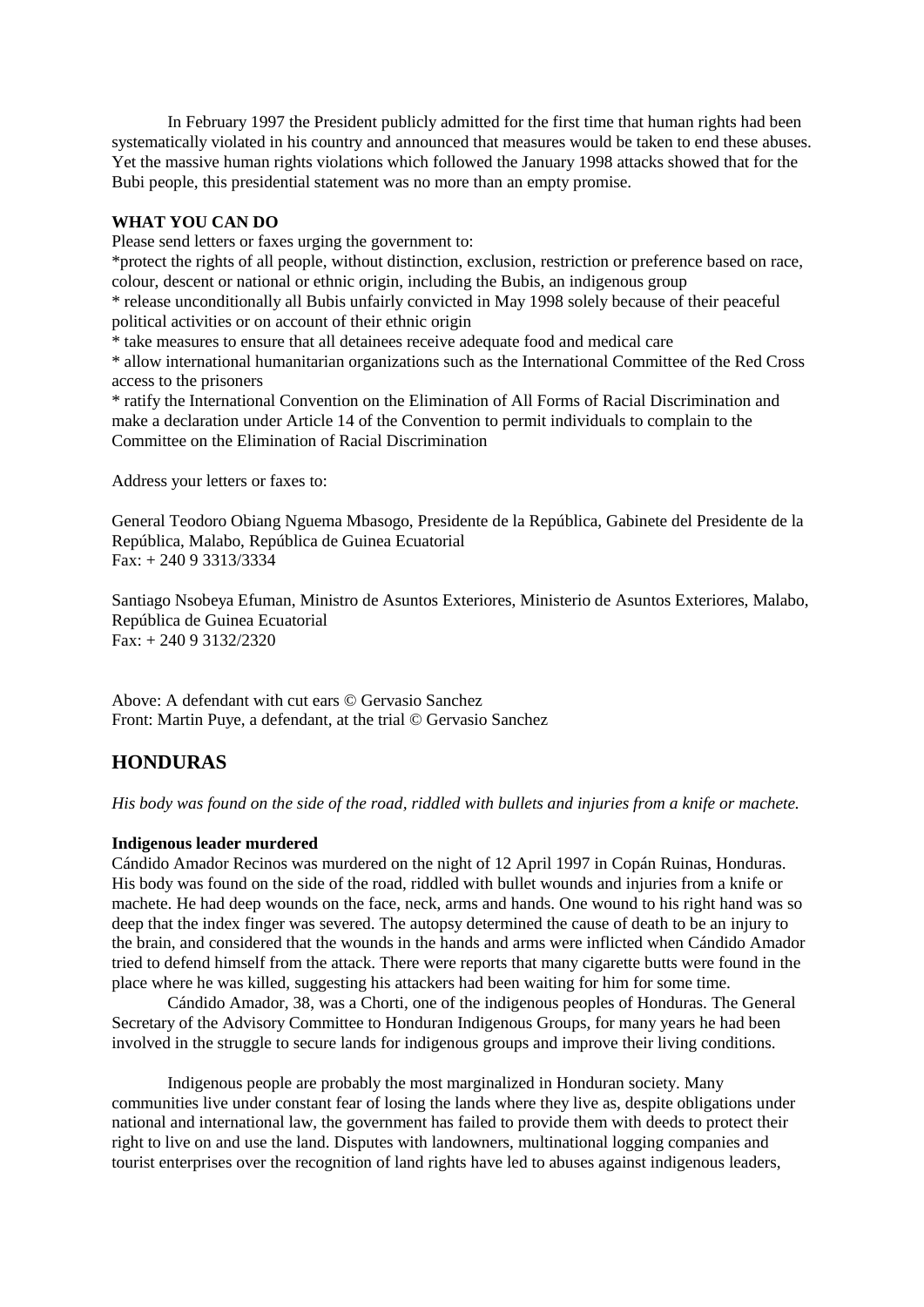In February 1997 the President publicly admitted for the first time that human rights had been systematically violated in his country and announced that measures would be taken to end these abuses. Yet the massive human rights violations which followed the January 1998 attacks showed that for the Bubi people, this presidential statement was no more than an empty promise.

**WHAT YOU CAN DO**

Please send letters or faxes urging the government to:

*protect the rights of all people, without distinction, exclusion, restriction or preference based on race, colour, descent or national or ethnic origin, including the Bubis, an indigenous group

* release unconditionally all Bubis unfairly convicted in May 1998 solely because of their peaceful political activities or on account of their ethnic origin

* take measures to ensure that all detainees receive adequate food and medical care

* allow international humanitarian organizations such as the International Committee of the Red Cross access to the prisoners

* ratify the International Convention on the Elimination of All Forms of Racial Discrimination and make a declaration under Article 14 of the Convention to permit individuals to complain to the Committee on the Elimination of Racial Discrimination

Address your letters or faxes to:

General Teodoro Obiang Nguema Mbasogo, Presidente de la República, Gabinete del Presidente de la República, Malabo, República de Guinea Ecuatorial
Fax: + 240 9 3313/3334

Santiago Nsobeya Efuman, Ministro de Asuntos Exteriores, Ministerio de Asuntos Exteriores, Malabo, República de Guinea Ecuatorial
Fax: + 240 9 3132/2320

Above: A defendant with cut ears © Gervasio Sanchez
Front: Martin Puye, a defendant, at the trial © Gervasio Sanchez

## HONDURAS

*His body was found on the side of the road, riddled with bullets and injuries from a knife or machete.*

**Indigenous leader murdered**

Cándido Amador Recinos was murdered on the night of 12 April 1997 in Copán Ruinas, Honduras. His body was found on the side of the road, riddled with bullet wounds and injuries from a knife or machete. He had deep wounds on the face, neck, arms and hands. One wound to his right hand was so deep that the index finger was severed. The autopsy determined the cause of death to be an injury to the brain, and considered that the wounds in the hands and arms were inflicted when Cándido Amador tried to defend himself from the attack. There were reports that many cigarette butts were found in the place where he was killed, suggesting his attackers had been waiting for him for some time.

Cándido Amador, 38, was a Chorti, one of the indigenous peoples of Honduras. The General Secretary of the Advisory Committee to Honduran Indigenous Groups, for many years he had been involved in the struggle to secure lands for indigenous groups and improve their living conditions.

Indigenous people are probably the most marginalized in Honduran society. Many communities live under constant fear of losing the lands where they live as, despite obligations under national and international law, the government has failed to provide them with deeds to protect their right to live on and use the land. Disputes with landowners, multinational logging companies and tourist enterprises over the recognition of land rights have led to abuses against indigenous leaders,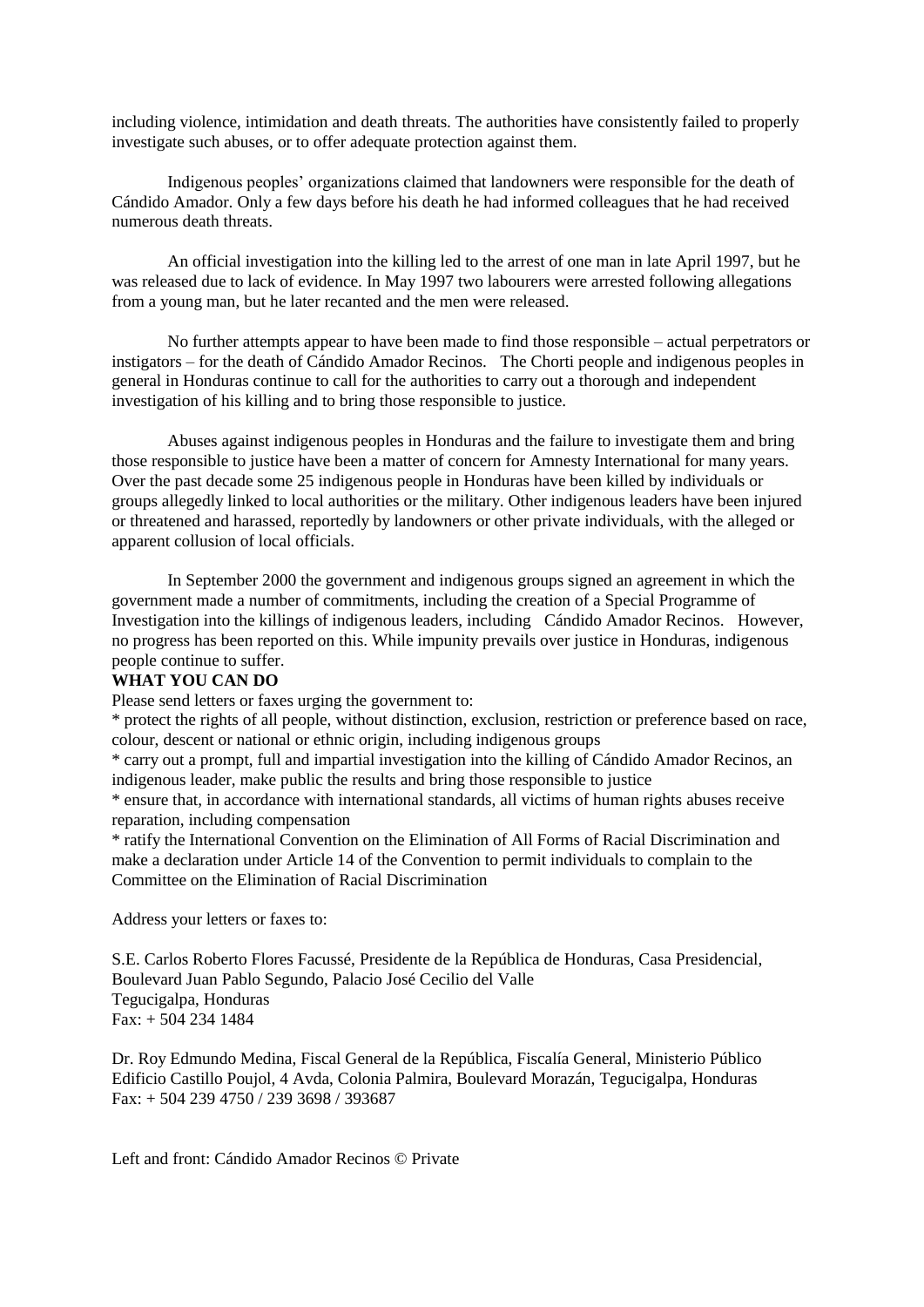including violence, intimidation and death threats. The authorities have consistently failed to properly investigate such abuses, or to offer adequate protection against them.

Indigenous peoples' organizations claimed that landowners were responsible for the death of Cándido Amador. Only a few days before his death he had informed colleagues that he had received numerous death threats.

An official investigation into the killing led to the arrest of one man in late April 1997, but he was released due to lack of evidence. In May 1997 two labourers were arrested following allegations from a young man, but he later recanted and the men were released.

No further attempts appear to have been made to find those responsible – actual perpetrators or instigators – for the death of Cándido Amador Recinos. The Chorti people and indigenous peoples in general in Honduras continue to call for the authorities to carry out a thorough and independent investigation of his killing and to bring those responsible to justice.

Abuses against indigenous peoples in Honduras and the failure to investigate them and bring those responsible to justice have been a matter of concern for Amnesty International for many years. Over the past decade some 25 indigenous people in Honduras have been killed by individuals or groups allegedly linked to local authorities or the military. Other indigenous leaders have been injured or threatened and harassed, reportedly by landowners or other private individuals, with the alleged or apparent collusion of local officials.

In September 2000 the government and indigenous groups signed an agreement in which the government made a number of commitments, including the creation of a Special Programme of Investigation into the killings of indigenous leaders, including Cándido Amador Recinos. However, no progress has been reported on this. While impunity prevails over justice in Honduras, indigenous people continue to suffer.

**WHAT YOU CAN DO**

Please send letters or faxes urging the government to:

* protect the rights of all people, without distinction, exclusion, restriction or preference based on race, colour, descent or national or ethnic origin, including indigenous groups
* carry out a prompt, full and impartial investigation into the killing of Cándido Amador Recinos, an indigenous leader, make public the results and bring those responsible to justice
* ensure that, in accordance with international standards, all victims of human rights abuses receive reparation, including compensation
* ratify the International Convention on the Elimination of All Forms of Racial Discrimination and make a declaration under Article 14 of the Convention to permit individuals to complain to the Committee on the Elimination of Racial Discrimination

Address your letters or faxes to:

S.E. Carlos Roberto Flores Facussé, Presidente de la República de Honduras, Casa Presidencial, Boulevard Juan Pablo Segundo, Palacio José Cecilio del Valle
Tegucigalpa, Honduras
Fax: + 504 234 1484

Dr. Roy Edmundo Medina, Fiscal General de la República, Fiscalía General, Ministerio Público
Edificio Castillo Poujol, 4 Avda, Colonia Palmira, Boulevard Morazán, Tegucigalpa, Honduras
Fax: + 504 239 4750 / 239 3698 / 393687

Left and front: Cándido Amador Recinos © Private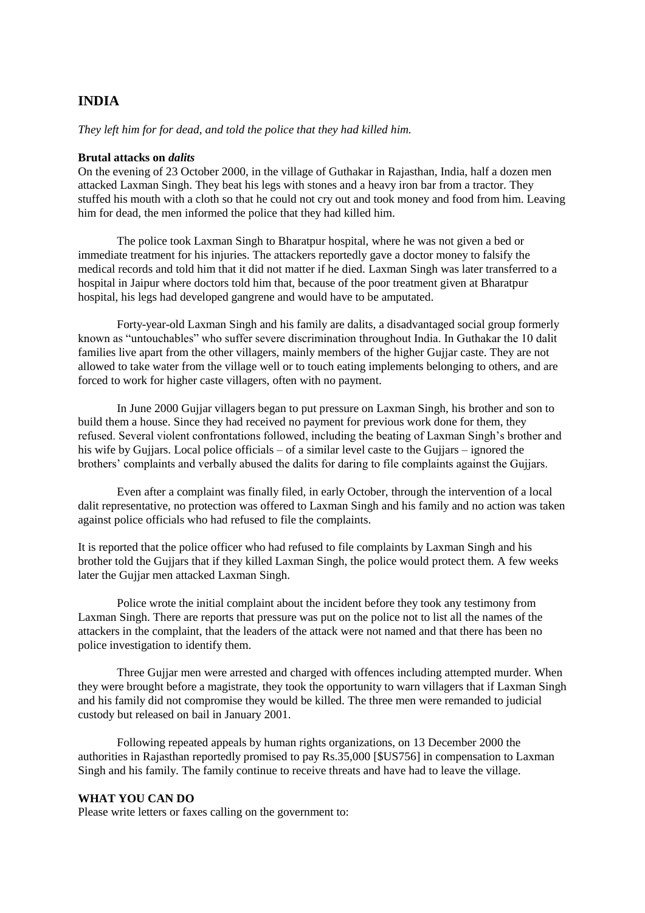## INDIA

*They left him for for dead, and told the police that they had killed him.*

**Brutal attacks on *dalits***

On the evening of 23 October 2000, in the village of Guthakar in Rajasthan, India, half a dozen men attacked Laxman Singh. They beat his legs with stones and a heavy iron bar from a tractor. They stuffed his mouth with a cloth so that he could not cry out and took money and food from him. Leaving him for dead, the men informed the police that they had killed him.

The police took Laxman Singh to Bharatpur hospital, where he was not given a bed or immediate treatment for his injuries. The attackers reportedly gave a doctor money to falsify the medical records and told him that it did not matter if he died. Laxman Singh was later transferred to a hospital in Jaipur where doctors told him that, because of the poor treatment given at Bharatpur hospital, his legs had developed gangrene and would have to be amputated.

Forty-year-old Laxman Singh and his family are dalits, a disadvantaged social group formerly known as "untouchables" who suffer severe discrimination throughout India. In Guthakar the 10 dalit families live apart from the other villagers, mainly members of the higher Gujjar caste. They are not allowed to take water from the village well or to touch eating implements belonging to others, and are forced to work for higher caste villagers, often with no payment.

In June 2000 Gujjar villagers began to put pressure on Laxman Singh, his brother and son to build them a house. Since they had received no payment for previous work done for them, they refused. Several violent confrontations followed, including the beating of Laxman Singh's brother and his wife by Gujjars. Local police officials – of a similar level caste to the Gujjars – ignored the brothers' complaints and verbally abused the dalits for daring to file complaints against the Gujjars.

Even after a complaint was finally filed, in early October, through the intervention of a local dalit representative, no protection was offered to Laxman Singh and his family and no action was taken against police officials who had refused to file the complaints.

It is reported that the police officer who had refused to file complaints by Laxman Singh and his brother told the Gujjars that if they killed Laxman Singh, the police would protect them. A few weeks later the Gujjar men attacked Laxman Singh.

Police wrote the initial complaint about the incident before they took any testimony from Laxman Singh. There are reports that pressure was put on the police not to list all the names of the attackers in the complaint, that the leaders of the attack were not named and that there has been no police investigation to identify them.

Three Gujjar men were arrested and charged with offences including attempted murder. When they were brought before a magistrate, they took the opportunity to warn villagers that if Laxman Singh and his family did not compromise they would be killed. The three men were remanded to judicial custody but released on bail in January 2001.

Following repeated appeals by human rights organizations, on 13 December 2000 the authorities in Rajasthan reportedly promised to pay Rs.35,000 [$US756] in compensation to Laxman Singh and his family. The family continue to receive threats and have had to leave the village.

**WHAT YOU CAN DO**

Please write letters or faxes calling on the government to: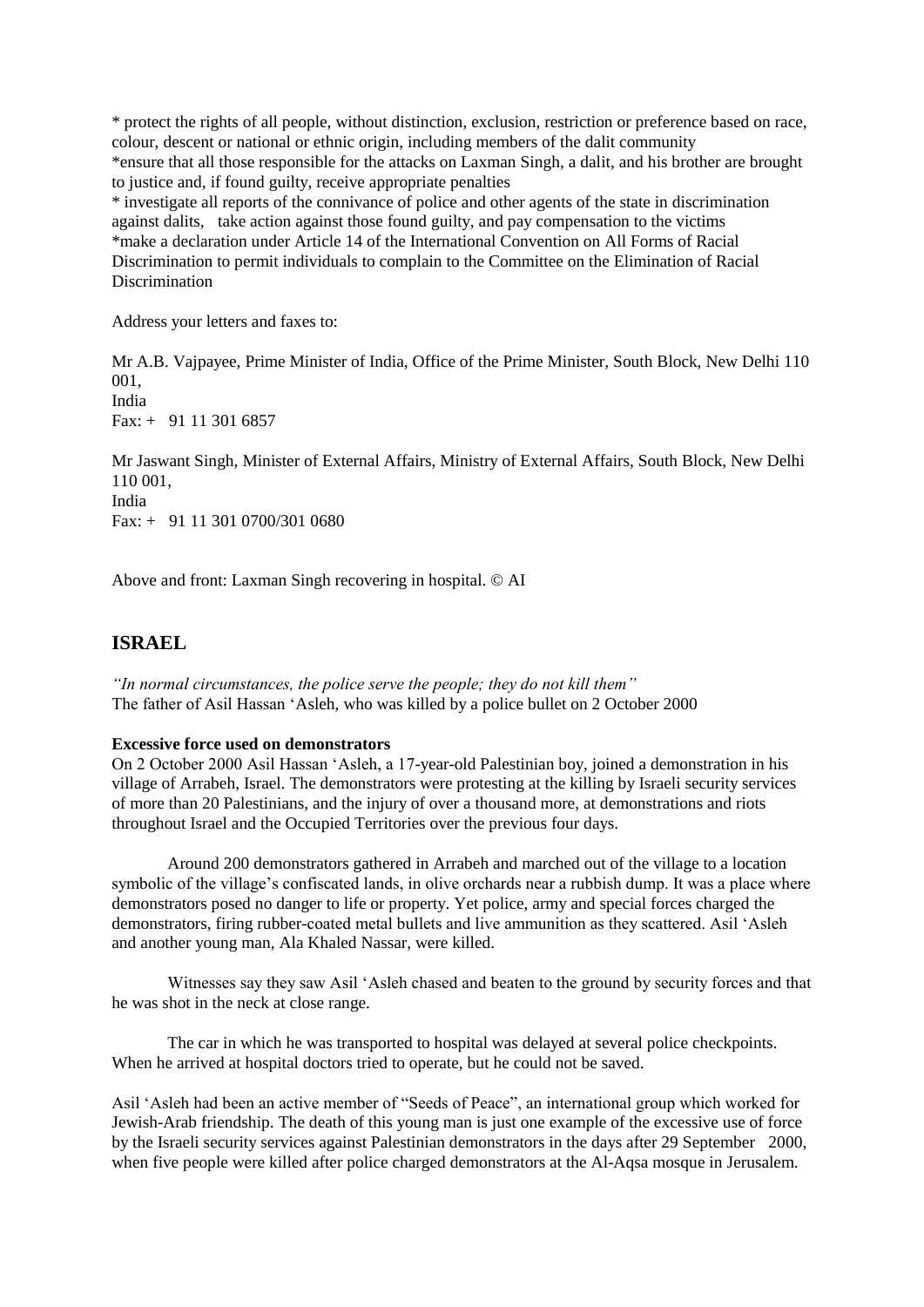* protect the rights of all people, without distinction, exclusion, restriction or preference based on race, colour, descent or national or ethnic origin, including members of the dalit community
*ensure that all those responsible for the attacks on Laxman Singh, a dalit, and his brother are brought to justice and, if found guilty, receive appropriate penalties
* investigate all reports of the connivance of police and other agents of the state in discrimination against dalits, take action against those found guilty, and pay compensation to the victims
*make a declaration under Article 14 of the International Convention on All Forms of Racial Discrimination to permit individuals to complain to the Committee on the Elimination of Racial Discrimination

Address your letters and faxes to:

Mr A.B. Vajpayee, Prime Minister of India, Office of the Prime Minister, South Block, New Delhi 110 001,
India
Fax: + 91 11 301 6857

Mr Jaswant Singh, Minister of External Affairs, Ministry of External Affairs, South Block, New Delhi 110 001,
India
Fax: + 91 11 301 0700/301 0680

Above and front: Laxman Singh recovering in hospital. © AI

## ISRAEL

*"In normal circumstances, the police serve the people; they do not kill them"*
The father of Asil Hassan 'Asleh, who was killed by a police bullet on 2 October 2000

**Excessive force used on demonstrators**
On 2 October 2000 Asil Hassan 'Asleh, a 17-year-old Palestinian boy, joined a demonstration in his village of Arrabeh, Israel. The demonstrators were protesting at the killing by Israeli security services of more than 20 Palestinians, and the injury of over a thousand more, at demonstrations and riots throughout Israel and the Occupied Territories over the previous four days.

Around 200 demonstrators gathered in Arrabeh and marched out of the village to a location symbolic of the village's confiscated lands, in olive orchards near a rubbish dump. It was a place where demonstrators posed no danger to life or property. Yet police, army and special forces charged the demonstrators, firing rubber-coated metal bullets and live ammunition as they scattered. Asil 'Asleh and another young man, Ala Khaled Nassar, were killed.

Witnesses say they saw Asil 'Asleh chased and beaten to the ground by security forces and that he was shot in the neck at close range.

The car in which he was transported to hospital was delayed at several police checkpoints. When he arrived at hospital doctors tried to operate, but he could not be saved.

Asil 'Asleh had been an active member of "Seeds of Peace", an international group which worked for Jewish-Arab friendship. The death of this young man is just one example of the excessive use of force by the Israeli security services against Palestinian demonstrators in the days after 29 September 2000, when five people were killed after police charged demonstrators at the Al-Aqsa mosque in Jerusalem.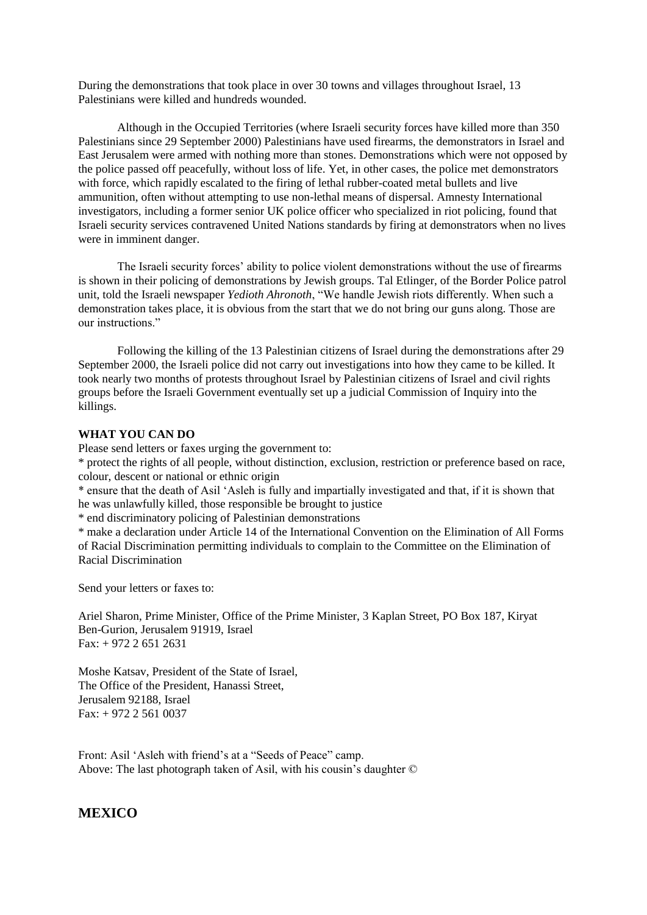During the demonstrations that took place in over 30 towns and villages throughout Israel, 13 Palestinians were killed and hundreds wounded.

Although in the Occupied Territories (where Israeli security forces have killed more than 350 Palestinians since 29 September 2000) Palestinians have used firearms, the demonstrators in Israel and East Jerusalem were armed with nothing more than stones. Demonstrations which were not opposed by the police passed off peacefully, without loss of life. Yet, in other cases, the police met demonstrators with force, which rapidly escalated to the firing of lethal rubber-coated metal bullets and live ammunition, often without attempting to use non-lethal means of dispersal. Amnesty International investigators, including a former senior UK police officer who specialized in riot policing, found that Israeli security services contravened United Nations standards by firing at demonstrators when no lives were in imminent danger.

The Israeli security forces' ability to police violent demonstrations without the use of firearms is shown in their policing of demonstrations by Jewish groups. Tal Etlinger, of the Border Police patrol unit, told the Israeli newspaper *Yedioth Ahronoth*, "We handle Jewish riots differently. When such a demonstration takes place, it is obvious from the start that we do not bring our guns along. Those are our instructions."

Following the killing of the 13 Palestinian citizens of Israel during the demonstrations after 29 September 2000, the Israeli police did not carry out investigations into how they came to be killed. It took nearly two months of protests throughout Israel by Palestinian citizens of Israel and civil rights groups before the Israeli Government eventually set up a judicial Commission of Inquiry into the killings.

**WHAT YOU CAN DO**

Please send letters or faxes urging the government to:

* protect the rights of all people, without distinction, exclusion, restriction or preference based on race, colour, descent or national or ethnic origin
* ensure that the death of Asil 'Asleh is fully and impartially investigated and that, if it is shown that he was unlawfully killed, those responsible be brought to justice
* end discriminatory policing of Palestinian demonstrations
* make a declaration under Article 14 of the International Convention on the Elimination of All Forms of Racial Discrimination permitting individuals to complain to the Committee on the Elimination of Racial Discrimination

Send your letters or faxes to:

Ariel Sharon, Prime Minister, Office of the Prime Minister, 3 Kaplan Street, PO Box 187, Kiryat Ben-Gurion, Jerusalem 91919, Israel
Fax: + 972 2 651 2631

Moshe Katsav, President of the State of Israel,
The Office of the President, Hanassi Street,
Jerusalem 92188, Israel
Fax: + 972 2 561 0037

Front: Asil 'Asleh with friend's at a "Seeds of Peace" camp.
Above: The last photograph taken of Asil, with his cousin's daughter ©

## MEXICO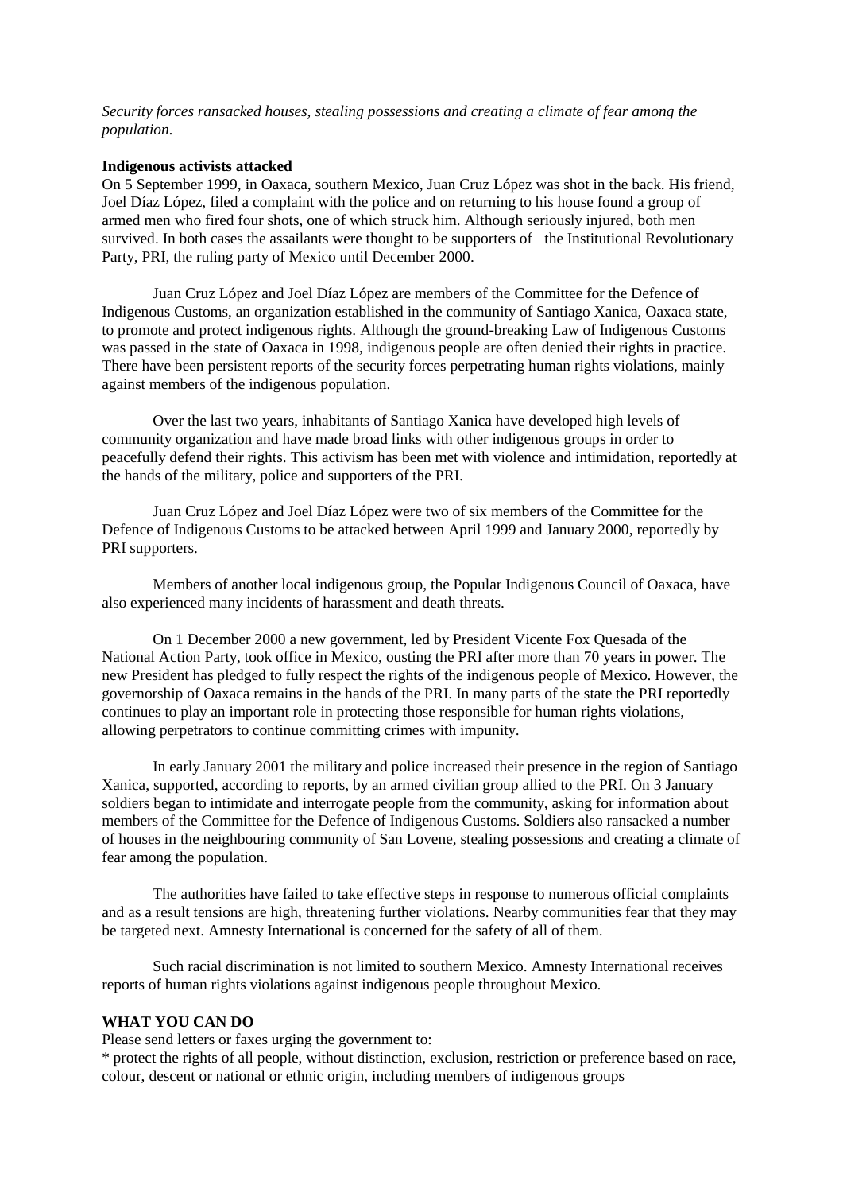*Security forces ransacked houses, stealing possessions and creating a climate of fear among the population.*

**Indigenous activists attacked**

On 5 September 1999, in Oaxaca, southern Mexico, Juan Cruz López was shot in the back. His friend, Joel Díaz López, filed a complaint with the police and on returning to his house found a group of armed men who fired four shots, one of which struck him. Although seriously injured, both men survived. In both cases the assailants were thought to be supporters of the Institutional Revolutionary Party, PRI, the ruling party of Mexico until December 2000.

Juan Cruz López and Joel Díaz López are members of the Committee for the Defence of Indigenous Customs, an organization established in the community of Santiago Xanica, Oaxaca state, to promote and protect indigenous rights. Although the ground-breaking Law of Indigenous Customs was passed in the state of Oaxaca in 1998, indigenous people are often denied their rights in practice. There have been persistent reports of the security forces perpetrating human rights violations, mainly against members of the indigenous population.

Over the last two years, inhabitants of Santiago Xanica have developed high levels of community organization and have made broad links with other indigenous groups in order to peacefully defend their rights. This activism has been met with violence and intimidation, reportedly at the hands of the military, police and supporters of the PRI.

Juan Cruz López and Joel Díaz López were two of six members of the Committee for the Defence of Indigenous Customs to be attacked between April 1999 and January 2000, reportedly by PRI supporters.

Members of another local indigenous group, the Popular Indigenous Council of Oaxaca, have also experienced many incidents of harassment and death threats.

On 1 December 2000 a new government, led by President Vicente Fox Quesada of the National Action Party, took office in Mexico, ousting the PRI after more than 70 years in power. The new President has pledged to fully respect the rights of the indigenous people of Mexico. However, the governorship of Oaxaca remains in the hands of the PRI. In many parts of the state the PRI reportedly continues to play an important role in protecting those responsible for human rights violations, allowing perpetrators to continue committing crimes with impunity.

In early January 2001 the military and police increased their presence in the region of Santiago Xanica, supported, according to reports, by an armed civilian group allied to the PRI. On 3 January soldiers began to intimidate and interrogate people from the community, asking for information about members of the Committee for the Defence of Indigenous Customs. Soldiers also ransacked a number of houses in the neighbouring community of San Lovene, stealing possessions and creating a climate of fear among the population.

The authorities have failed to take effective steps in response to numerous official complaints and as a result tensions are high, threatening further violations. Nearby communities fear that they may be targeted next. Amnesty International is concerned for the safety of all of them.

Such racial discrimination is not limited to southern Mexico. Amnesty International receives reports of human rights violations against indigenous people throughout Mexico.

**WHAT YOU CAN DO**

Please send letters or faxes urging the government to:

* protect the rights of all people, without distinction, exclusion, restriction or preference based on race, colour, descent or national or ethnic origin, including members of indigenous groups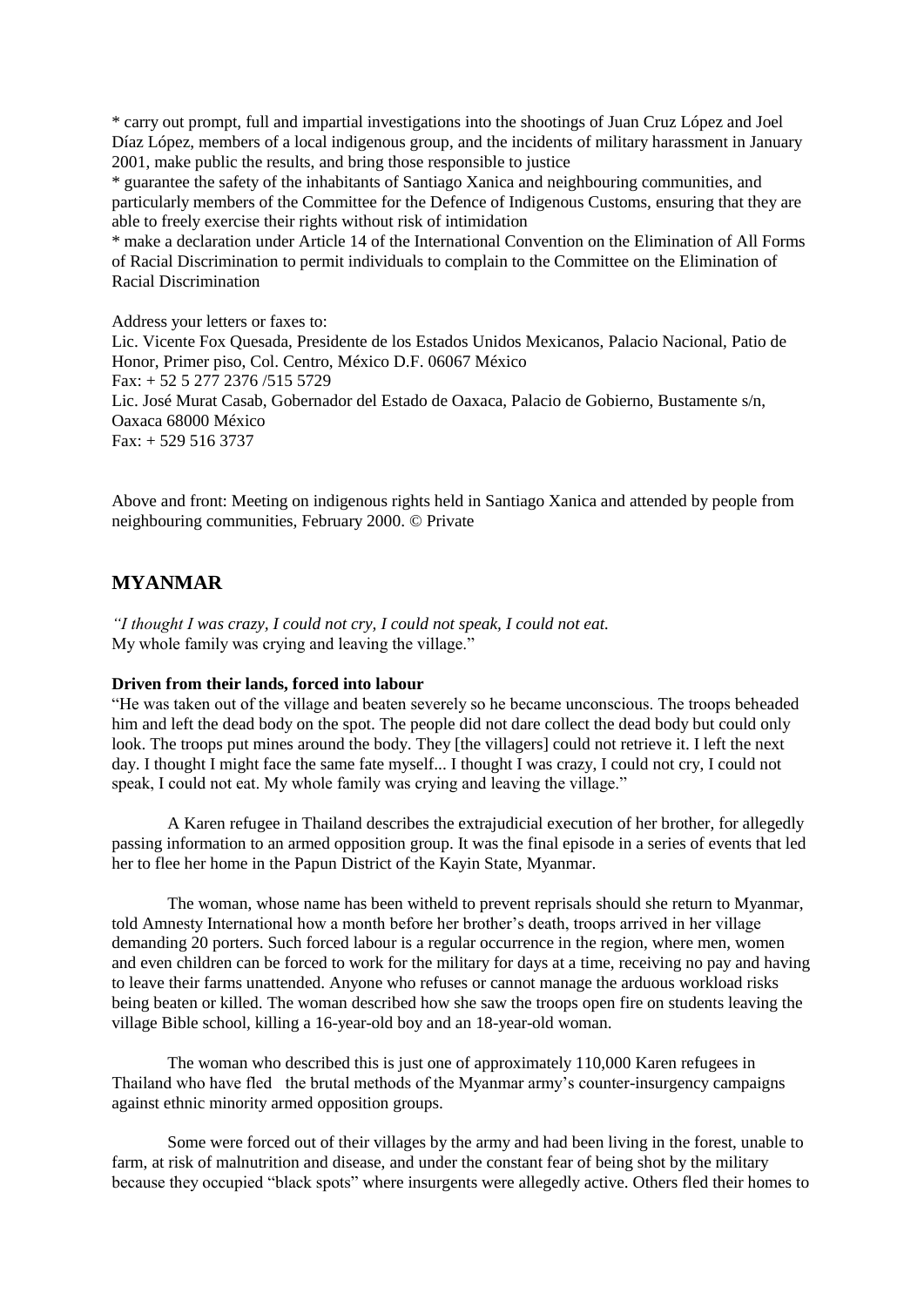* carry out prompt, full and impartial investigations into the shootings of Juan Cruz López and Joel Díaz López, members of a local indigenous group, and the incidents of military harassment in January 2001, make public the results, and bring those responsible to justice
* guarantee the safety of the inhabitants of Santiago Xanica and neighbouring communities, and particularly members of the Committee for the Defence of Indigenous Customs, ensuring that they are able to freely exercise their rights without risk of intimidation
* make a declaration under Article 14 of the International Convention on the Elimination of All Forms of Racial Discrimination to permit individuals to complain to the Committee on the Elimination of Racial Discrimination

Address your letters or faxes to:
Lic. Vicente Fox Quesada, Presidente de los Estados Unidos Mexicanos, Palacio Nacional, Patio de Honor, Primer piso, Col. Centro, México D.F. 06067 México
Fax: + 52 5 277 2376 /515 5729
Lic. José Murat Casab, Gobernador del Estado de Oaxaca, Palacio de Gobierno, Bustamente s/n, Oaxaca 68000 México
Fax: + 529 516 3737

Above and front: Meeting on indigenous rights held in Santiago Xanica and attended by people from neighbouring communities, February 2000. © Private

## MYANMAR

*"I thought I was crazy, I could not cry, I could not speak, I could not eat.*
My whole family was crying and leaving the village."

**Driven from their lands, forced into labour**

"He was taken out of the village and beaten severely so he became unconscious. The troops beheaded him and left the dead body on the spot. The people did not dare collect the dead body but could only look. The troops put mines around the body. They [the villagers] could not retrieve it. I left the next day. I thought I might face the same fate myself... I thought I was crazy, I could not cry, I could not speak, I could not eat. My whole family was crying and leaving the village."

A Karen refugee in Thailand describes the extrajudicial execution of her brother, for allegedly passing information to an armed opposition group. It was the final episode in a series of events that led her to flee her home in the Papun District of the Kayin State, Myanmar.

The woman, whose name has been witheld to prevent reprisals should she return to Myanmar, told Amnesty International how a month before her brother's death, troops arrived in her village demanding 20 porters. Such forced labour is a regular occurrence in the region, where men, women and even children can be forced to work for the military for days at a time, receiving no pay and having to leave their farms unattended. Anyone who refuses or cannot manage the arduous workload risks being beaten or killed. The woman described how she saw the troops open fire on students leaving the village Bible school, killing a 16-year-old boy and an 18-year-old woman.

The woman who described this is just one of approximately 110,000 Karen refugees in Thailand who have fled the brutal methods of the Myanmar army's counter-insurgency campaigns against ethnic minority armed opposition groups.

Some were forced out of their villages by the army and had been living in the forest, unable to farm, at risk of malnutrition and disease, and under the constant fear of being shot by the military because they occupied "black spots" where insurgents were allegedly active. Others fled their homes to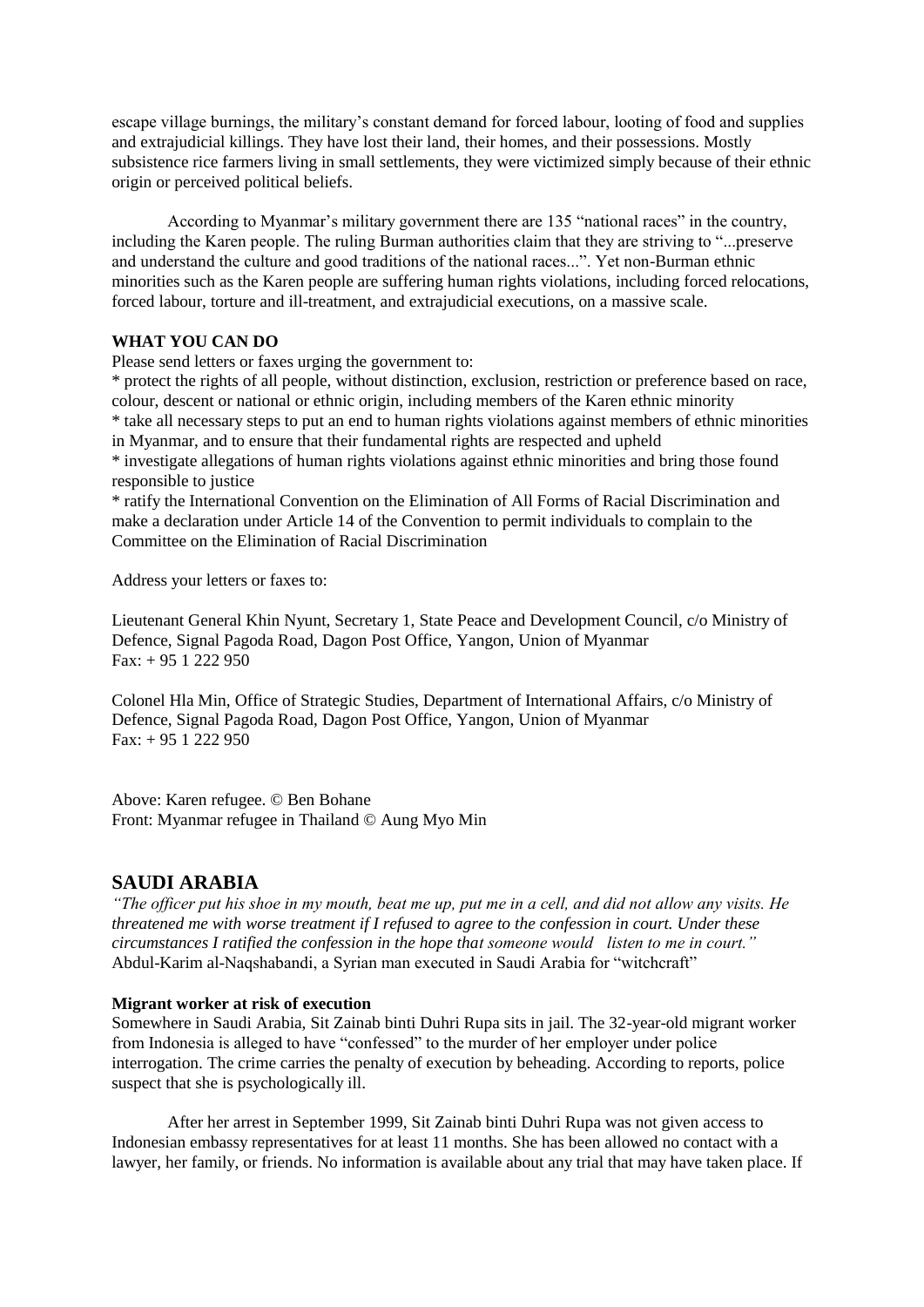escape village burnings, the military's constant demand for forced labour, looting of food and supplies and extrajudicial killings. They have lost their land, their homes, and their possessions. Mostly subsistence rice farmers living in small settlements, they were victimized simply because of their ethnic origin or perceived political beliefs.

According to Myanmar's military government there are 135 "national races" in the country, including the Karen people. The ruling Burman authorities claim that they are striving to "...preserve and understand the culture and good traditions of the national races...". Yet non-Burman ethnic minorities such as the Karen people are suffering human rights violations, including forced relocations, forced labour, torture and ill-treatment, and extrajudicial executions, on a massive scale.

**WHAT YOU CAN DO**

Please send letters or faxes urging the government to:

* protect the rights of all people, without distinction, exclusion, restriction or preference based on race, colour, descent or national or ethnic origin, including members of the Karen ethnic minority
* take all necessary steps to put an end to human rights violations against members of ethnic minorities in Myanmar, and to ensure that their fundamental rights are respected and upheld
* investigate allegations of human rights violations against ethnic minorities and bring those found responsible to justice
* ratify the International Convention on the Elimination of All Forms of Racial Discrimination and make a declaration under Article 14 of the Convention to permit individuals to complain to the Committee on the Elimination of Racial Discrimination

Address your letters or faxes to:

Lieutenant General Khin Nyunt, Secretary 1, State Peace and Development Council, c/o Ministry of Defence, Signal Pagoda Road, Dagon Post Office, Yangon, Union of Myanmar
Fax: + 95 1 222 950

Colonel Hla Min, Office of Strategic Studies, Department of International Affairs, c/o Ministry of Defence, Signal Pagoda Road, Dagon Post Office, Yangon, Union of Myanmar
Fax: + 95 1 222 950

Above: Karen refugee. © Ben Bohane
Front: Myanmar refugee in Thailand © Aung Myo Min

## SAUDI ARABIA

*"The officer put his shoe in my mouth, beat me up, put me in a cell, and did not allow any visits. He threatened me with worse treatment if I refused to agree to the confession in court. Under these circumstances I ratified the confession in the hope that someone would listen to me in court."*
Abdul-Karim al-Naqshabandi, a Syrian man executed in Saudi Arabia for "witchcraft"

**Migrant worker at risk of execution**

Somewhere in Saudi Arabia, Sit Zainab binti Duhri Rupa sits in jail. The 32-year-old migrant worker from Indonesia is alleged to have "confessed" to the murder of her employer under police interrogation. The crime carries the penalty of execution by beheading. According to reports, police suspect that she is psychologically ill.

After her arrest in September 1999, Sit Zainab binti Duhri Rupa was not given access to Indonesian embassy representatives for at least 11 months. She has been allowed no contact with a lawyer, her family, or friends. No information is available about any trial that may have taken place. If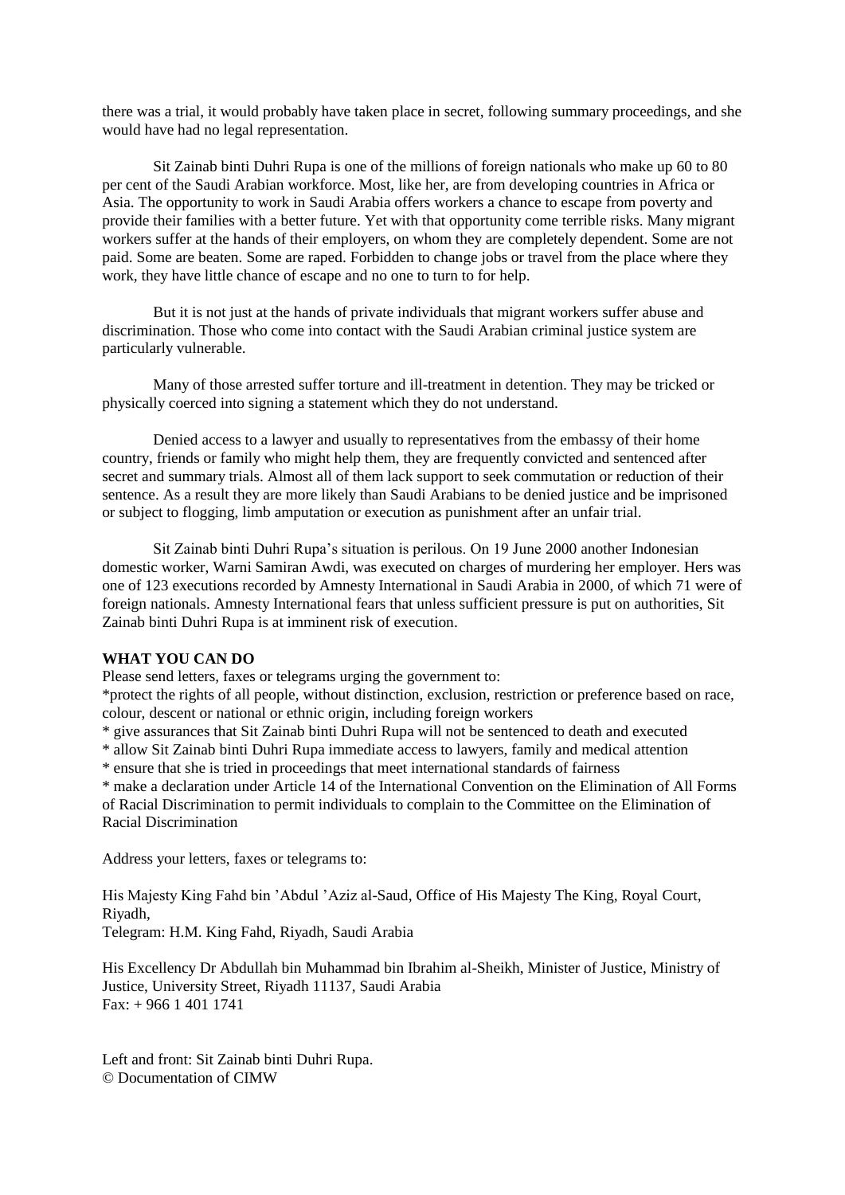there was a trial, it would probably have taken place in secret, following summary proceedings, and she would have had no legal representation.

Sit Zainab binti Duhri Rupa is one of the millions of foreign nationals who make up 60 to 80 per cent of the Saudi Arabian workforce. Most, like her, are from developing countries in Africa or Asia. The opportunity to work in Saudi Arabia offers workers a chance to escape from poverty and provide their families with a better future. Yet with that opportunity come terrible risks. Many migrant workers suffer at the hands of their employers, on whom they are completely dependent. Some are not paid. Some are beaten. Some are raped. Forbidden to change jobs or travel from the place where they work, they have little chance of escape and no one to turn to for help.

But it is not just at the hands of private individuals that migrant workers suffer abuse and discrimination. Those who come into contact with the Saudi Arabian criminal justice system are particularly vulnerable.

Many of those arrested suffer torture and ill-treatment in detention. They may be tricked or physically coerced into signing a statement which they do not understand.

Denied access to a lawyer and usually to representatives from the embassy of their home country, friends or family who might help them, they are frequently convicted and sentenced after secret and summary trials. Almost all of them lack support to seek commutation or reduction of their sentence. As a result they are more likely than Saudi Arabians to be denied justice and be imprisoned or subject to flogging, limb amputation or execution as punishment after an unfair trial.

Sit Zainab binti Duhri Rupa's situation is perilous. On 19 June 2000 another Indonesian domestic worker, Warni Samiran Awdi, was executed on charges of murdering her employer. Hers was one of 123 executions recorded by Amnesty International in Saudi Arabia in 2000, of which 71 were of foreign nationals. Amnesty International fears that unless sufficient pressure is put on authorities, Sit Zainab binti Duhri Rupa is at imminent risk of execution.

**WHAT YOU CAN DO**

Please send letters, faxes or telegrams urging the government to:

*protect the rights of all people, without distinction, exclusion, restriction or preference based on race, colour, descent or national or ethnic origin, including foreign workers

* give assurances that Sit Zainab binti Duhri Rupa will not be sentenced to death and executed

* allow Sit Zainab binti Duhri Rupa immediate access to lawyers, family and medical attention

* ensure that she is tried in proceedings that meet international standards of fairness

* make a declaration under Article 14 of the International Convention on the Elimination of All Forms of Racial Discrimination to permit individuals to complain to the Committee on the Elimination of Racial Discrimination

Address your letters, faxes or telegrams to:

His Majesty King Fahd bin 'Abdul 'Aziz al-Saud, Office of His Majesty The King, Royal Court, Riyadh,
Telegram: H.M. King Fahd, Riyadh, Saudi Arabia

His Excellency Dr Abdullah bin Muhammad bin Ibrahim al-Sheikh, Minister of Justice, Ministry of Justice, University Street, Riyadh 11137, Saudi Arabia
Fax: + 966 1 401 1741

Left and front: Sit Zainab binti Duhri Rupa.
© Documentation of CIMW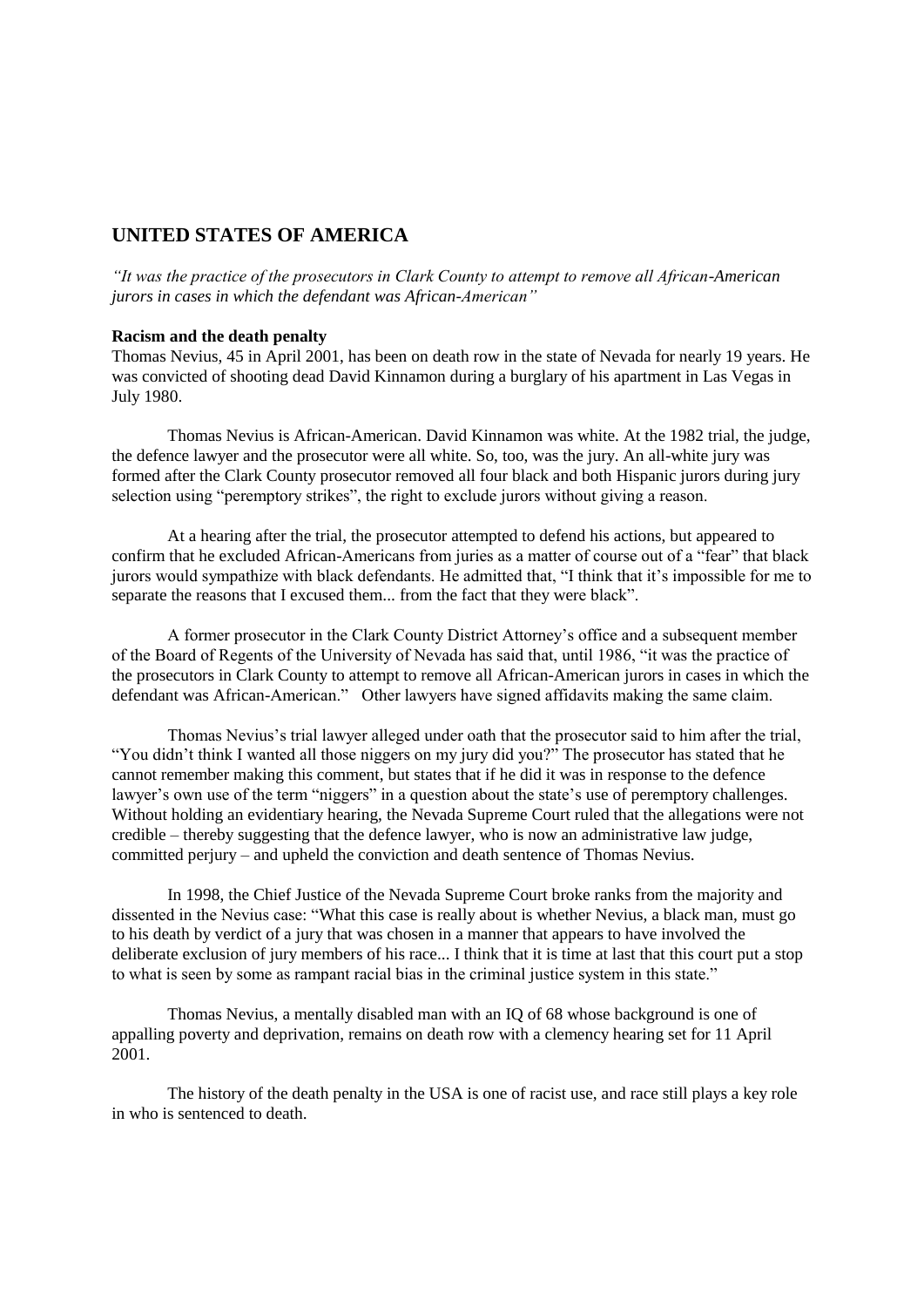## UNITED STATES OF AMERICA

*"It was the practice of the prosecutors in Clark County to attempt to remove all African-American jurors in cases in which the defendant was African-American"*

**Racism and the death penalty**

Thomas Nevius, 45 in April 2001, has been on death row in the state of Nevada for nearly 19 years. He was convicted of shooting dead David Kinnamon during a burglary of his apartment in Las Vegas in July 1980.

Thomas Nevius is African-American. David Kinnamon was white. At the 1982 trial, the judge, the defence lawyer and the prosecutor were all white. So, too, was the jury. An all-white jury was formed after the Clark County prosecutor removed all four black and both Hispanic jurors during jury selection using "peremptory strikes", the right to exclude jurors without giving a reason.

At a hearing after the trial, the prosecutor attempted to defend his actions, but appeared to confirm that he excluded African-Americans from juries as a matter of course out of a "fear" that black jurors would sympathize with black defendants. He admitted that, "I think that it's impossible for me to separate the reasons that I excused them... from the fact that they were black".

A former prosecutor in the Clark County District Attorney's office and a subsequent member of the Board of Regents of the University of Nevada has said that, until 1986, "it was the practice of the prosecutors in Clark County to attempt to remove all African-American jurors in cases in which the defendant was African-American." Other lawyers have signed affidavits making the same claim.

Thomas Nevius's trial lawyer alleged under oath that the prosecutor said to him after the trial, "You didn't think I wanted all those niggers on my jury did you?" The prosecutor has stated that he cannot remember making this comment, but states that if he did it was in response to the defence lawyer's own use of the term "niggers" in a question about the state's use of peremptory challenges. Without holding an evidentiary hearing, the Nevada Supreme Court ruled that the allegations were not credible – thereby suggesting that the defence lawyer, who is now an administrative law judge, committed perjury – and upheld the conviction and death sentence of Thomas Nevius.

In 1998, the Chief Justice of the Nevada Supreme Court broke ranks from the majority and dissented in the Nevius case: "What this case is really about is whether Nevius, a black man, must go to his death by verdict of a jury that was chosen in a manner that appears to have involved the deliberate exclusion of jury members of his race... I think that it is time at last that this court put a stop to what is seen by some as rampant racial bias in the criminal justice system in this state."

Thomas Nevius, a mentally disabled man with an IQ of 68 whose background is one of appalling poverty and deprivation, remains on death row with a clemency hearing set for 11 April 2001.

The history of the death penalty in the USA is one of racist use, and race still plays a key role in who is sentenced to death.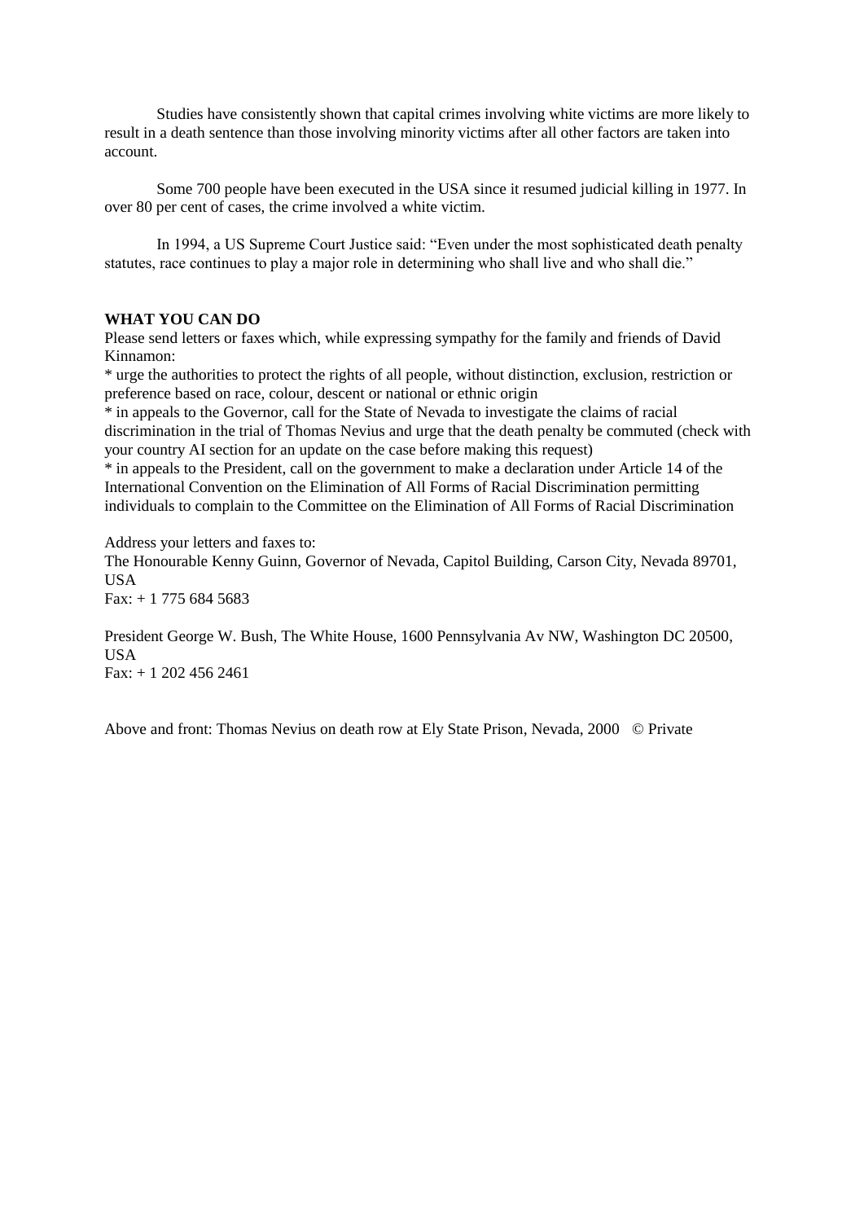Studies have consistently shown that capital crimes involving white victims are more likely to result in a death sentence than those involving minority victims after all other factors are taken into account.

Some 700 people have been executed in the USA since it resumed judicial killing in 1977. In over 80 per cent of cases, the crime involved a white victim.

In 1994, a US Supreme Court Justice said: "Even under the most sophisticated death penalty statutes, race continues to play a major role in determining who shall live and who shall die."

**WHAT YOU CAN DO**

Please send letters or faxes which, while expressing sympathy for the family and friends of David Kinnamon:

* urge the authorities to protect the rights of all people, without distinction, exclusion, restriction or preference based on race, colour, descent or national or ethnic origin
* in appeals to the Governor, call for the State of Nevada to investigate the claims of racial discrimination in the trial of Thomas Nevius and urge that the death penalty be commuted (check with your country AI section for an update on the case before making this request)
* in appeals to the President, call on the government to make a declaration under Article 14 of the International Convention on the Elimination of All Forms of Racial Discrimination permitting individuals to complain to the Committee on the Elimination of All Forms of Racial Discrimination

Address your letters and faxes to:
The Honourable Kenny Guinn, Governor of Nevada, Capitol Building, Carson City, Nevada 89701, USA
Fax: + 1 775 684 5683

President George W. Bush, The White House, 1600 Pennsylvania Av NW, Washington DC 20500, USA
Fax: + 1 202 456 2461

Above and front: Thomas Nevius on death row at Ely State Prison, Nevada, 2000 © Private